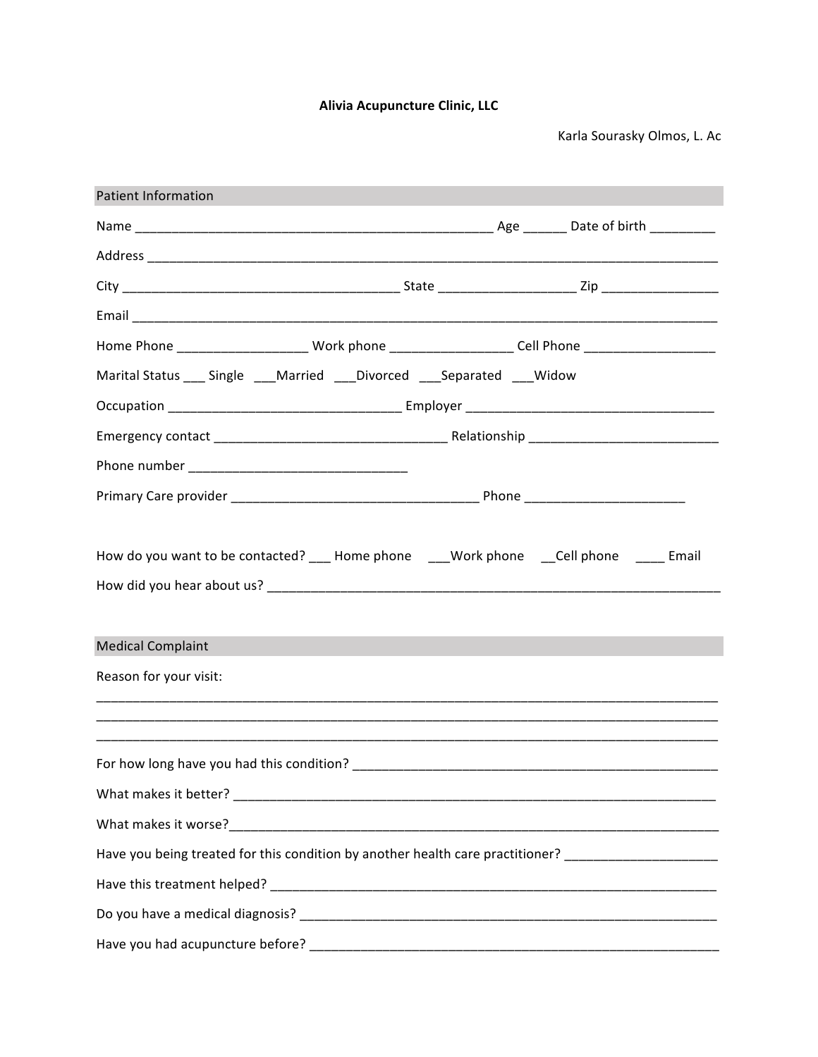**Alivia Acupuncture Clinic, LLC**

Karla Sourasky Olmos, L. Ac

## Patient Information

Name __________________________________________________ Age ______ Date of birth _________

Address ________________________________________________________________________________

City ______________________________________ State __________________ Zip ________________

Email __________________________________________________________________________________

Home Phone __________________ Work phone _________________ Cell Phone __________________

Marital Status ___ Single ___Married ___Divorced ___Separated ___Widow

Occupation ________________________________ Employer __________________________________

Emergency contact ________________________________ Relationship __________________________

Phone number ______________________________

Primary Care provider __________________________________ Phone _____________________

How do you want to be contacted? ___ Home phone ___Work phone __Cell phone ____ Email

How did you hear about us? ______________________________________________________________

## Medical Complaint

Reason for your visit:

_______________________________________________________________________________________

_______________________________________________________________________________________

_______________________________________________________________________________________

For how long have you had this condition? _____________________________________________________

What makes it better? __________________________________________________________________

What makes it worse?___________________________________________________________________

Have you being treated for this condition by another health care practitioner? _____________________

Have this treatment helped? _____________________________________________________________

Do you have a medical diagnosis? _________________________________________________________

Have you had acupuncture before? _______________________________________________________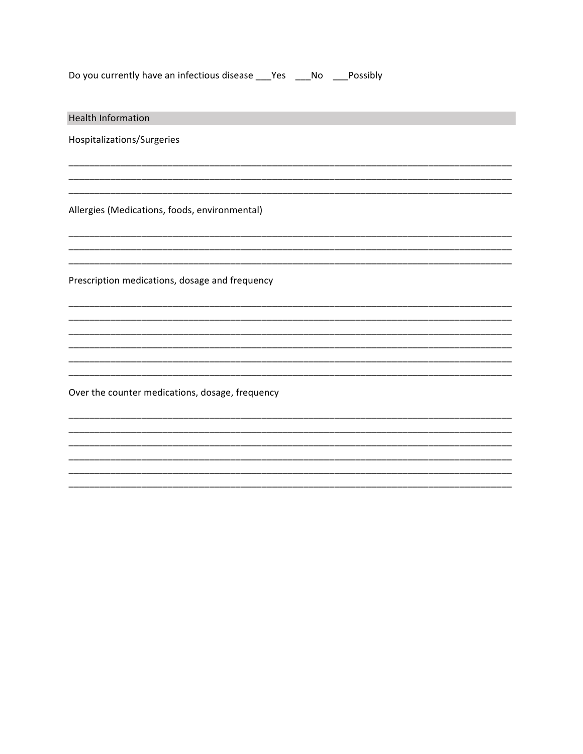Do you currently have an infectious disease ___Yes ___No ___Possibly

## Health Information

Hospitalizations/Surgeries

______________________________________________________________________________________
______________________________________________________________________________________
______________________________________________________________________________________

Allergies (Medications, foods, environmental)

______________________________________________________________________________________
______________________________________________________________________________________
______________________________________________________________________________________

Prescription medications, dosage and frequency

______________________________________________________________________________________
______________________________________________________________________________________
______________________________________________________________________________________
______________________________________________________________________________________
______________________________________________________________________________________
______________________________________________________________________________________

Over the counter medications, dosage, frequency

______________________________________________________________________________________
______________________________________________________________________________________
______________________________________________________________________________________
______________________________________________________________________________________
______________________________________________________________________________________
______________________________________________________________________________________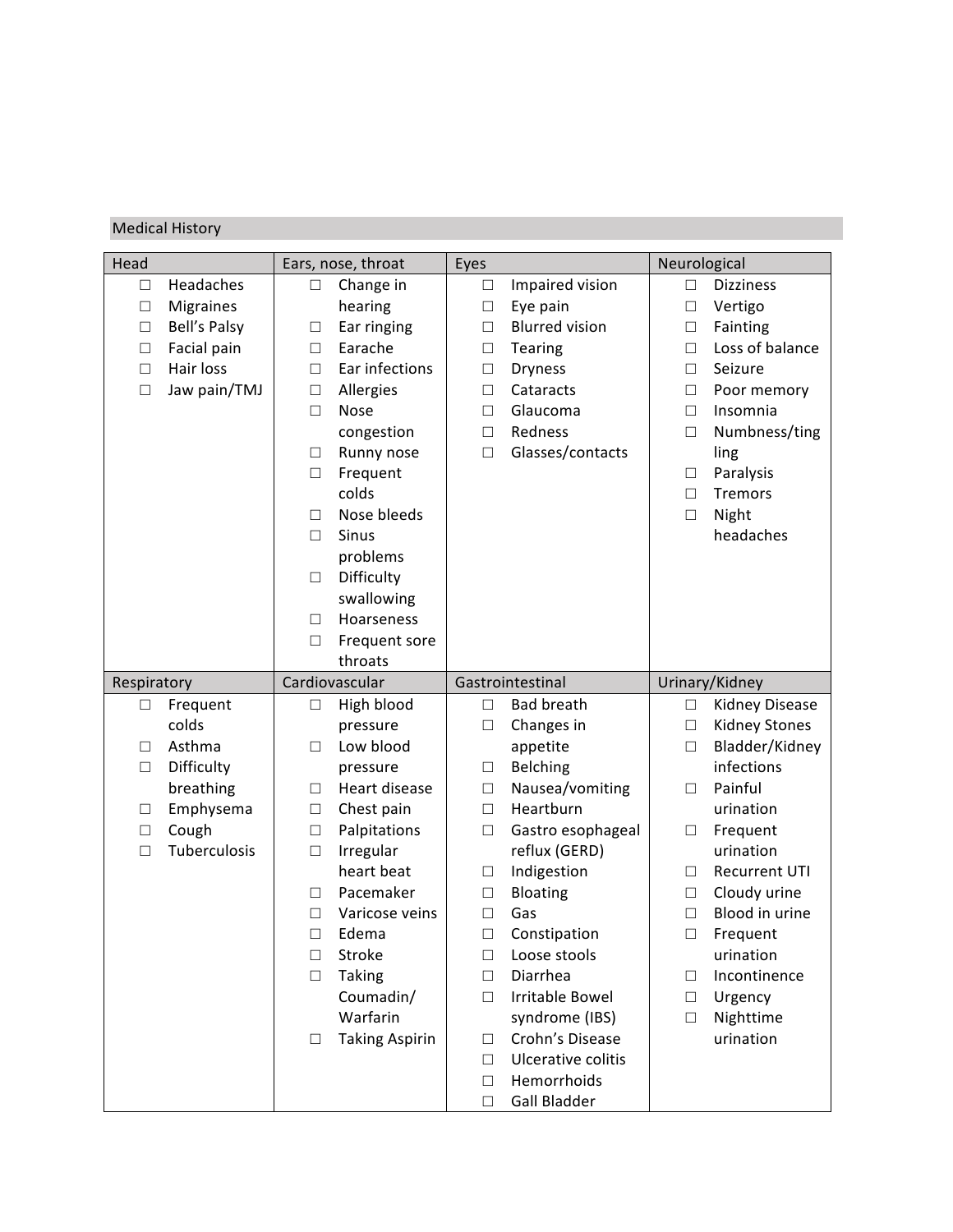## Medical History

| Head | Ears, nose, throat | Eyes | Neurological |
|---|---|---|---|
| ☐ Headaches<br>☐ Migraines<br>☐ Bell's Palsy<br>☐ Facial pain<br>☐ Hair loss<br>☐ Jaw pain/TMJ | ☐ Change in hearing<br>☐ Ear ringing<br>☐ Earache<br>☐ Ear infections<br>☐ Allergies<br>☐ Nose congestion<br>☐ Runny nose<br>☐ Frequent colds<br>☐ Nose bleeds<br>☐ Sinus problems<br>☐ Difficulty swallowing<br>☐ Hoarseness<br>☐ Frequent sore throats | ☐ Impaired vision<br>☐ Eye pain<br>☐ Blurred vision<br>☐ Tearing<br>☐ Dryness<br>☐ Cataracts<br>☐ Glaucoma<br>☐ Redness<br>☐ Glasses/contacts | ☐ Dizziness<br>☐ Vertigo<br>☐ Fainting<br>☐ Loss of balance<br>☐ Seizure<br>☐ Poor memory<br>☐ Insomnia<br>☐ Numbness/tingling<br>☐ Paralysis<br>☐ Tremors<br>☐ Night headaches |
| **Respiratory** | **Cardiovascular** | **Gastrointestinal** | **Urinary/Kidney** |
| ☐ Frequent colds<br>☐ Asthma<br>☐ Difficulty breathing<br>☐ Emphysema<br>☐ Cough<br>☐ Tuberculosis | ☐ High blood pressure<br>☐ Low blood pressure<br>☐ Heart disease<br>☐ Chest pain<br>☐ Palpitations<br>☐ Irregular heart beat<br>☐ Pacemaker<br>☐ Varicose veins<br>☐ Edema<br>☐ Stroke<br>☐ Taking Coumadin/ Warfarin<br>☐ Taking Aspirin | ☐ Bad breath<br>☐ Changes in appetite<br>☐ Belching<br>☐ Nausea/vomiting<br>☐ Heartburn<br>☐ Gastro esophageal reflux (GERD)<br>☐ Indigestion<br>☐ Bloating<br>☐ Gas<br>☐ Constipation<br>☐ Loose stools<br>☐ Diarrhea<br>☐ Irritable Bowel syndrome (IBS)<br>☐ Crohn's Disease<br>☐ Ulcerative colitis<br>☐ Hemorrhoids<br>☐ Gall Bladder | ☐ Kidney Disease<br>☐ Kidney Stones<br>☐ Bladder/Kidney infections<br>☐ Painful urination<br>☐ Frequent urination<br>☐ Recurrent UTI<br>☐ Cloudy urine<br>☐ Blood in urine<br>☐ Frequent urination<br>☐ Incontinence<br>☐ Urgency<br>☐ Nighttime urination |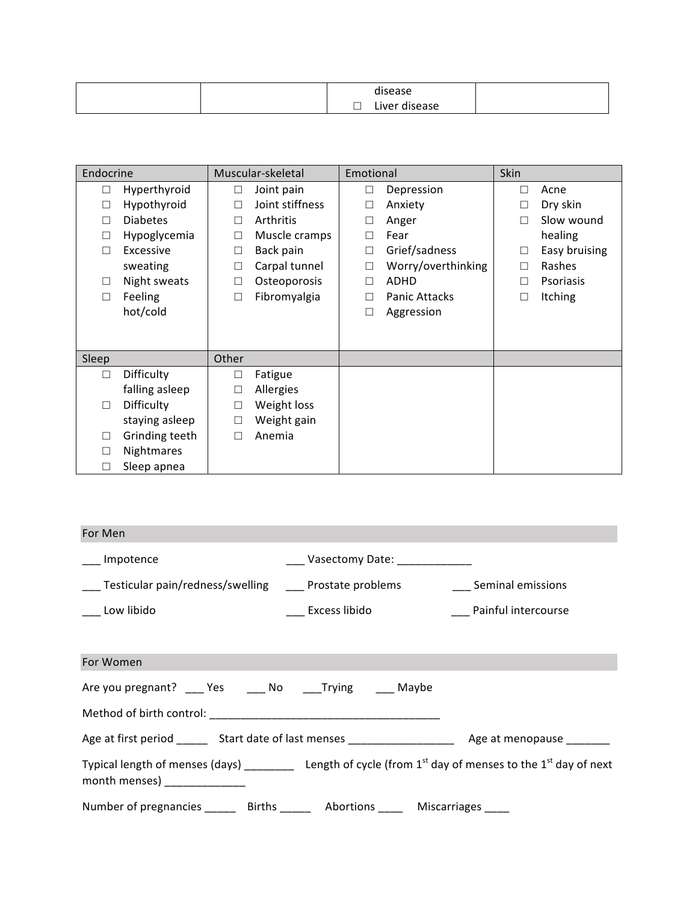| | | disease<br>☐ Liver disease | |
|---|---|---|---|

| Endocrine | Muscular-skeletal | Emotional | Skin |
|---|---|---|---|
| ☐ Hyperthyroid<br>☐ Hypothyroid<br>☐ Diabetes<br>☐ Hypoglycemia<br>☐ Excessive sweating<br>☐ Night sweats<br>☐ Feeling hot/cold | ☐ Joint pain<br>☐ Joint stiffness<br>☐ Arthritis<br>☐ Muscle cramps<br>☐ Back pain<br>☐ Carpal tunnel<br>☐ Osteoporosis<br>☐ Fibromyalgia | ☐ Depression<br>☐ Anxiety<br>☐ Anger<br>☐ Fear<br>☐ Grief/sadness<br>☐ Worry/overthinking<br>☐ ADHD<br>☐ Panic Attacks<br>☐ Aggression | ☐ Acne<br>☐ Dry skin<br>☐ Slow wound healing<br>☐ Easy bruising<br>☐ Rashes<br>☐ Psoriasis<br>☐ Itching |
| **Sleep** | **Other** | | |
| ☐ Difficulty falling asleep<br>☐ Difficulty staying asleep<br>☐ Grinding teeth<br>☐ Nightmares<br>☐ Sleep apnea | ☐ Fatigue<br>☐ Allergies<br>☐ Weight loss<br>☐ Weight gain<br>☐ Anemia | | |

## For Men

___ Impotence ___ Vasectomy Date: ____________

___ Testicular pain/redness/swelling ___ Prostate problems ___ Seminal emissions

___ Low libido ___ Excess libido ___ Painful intercourse

## For Women

Are you pregnant? ___ Yes ___ No ___Trying ___ Maybe

Method of birth control: ______________________________________

Age at first period _____ Start date of last menses _________________ Age at menopause _______

Typical length of menses (days) ________ Length of cycle (from 1st day of menses to the 1st day of next month menses) _____________

Number of pregnancies _____ Births _____ Abortions ____ Miscarriages ____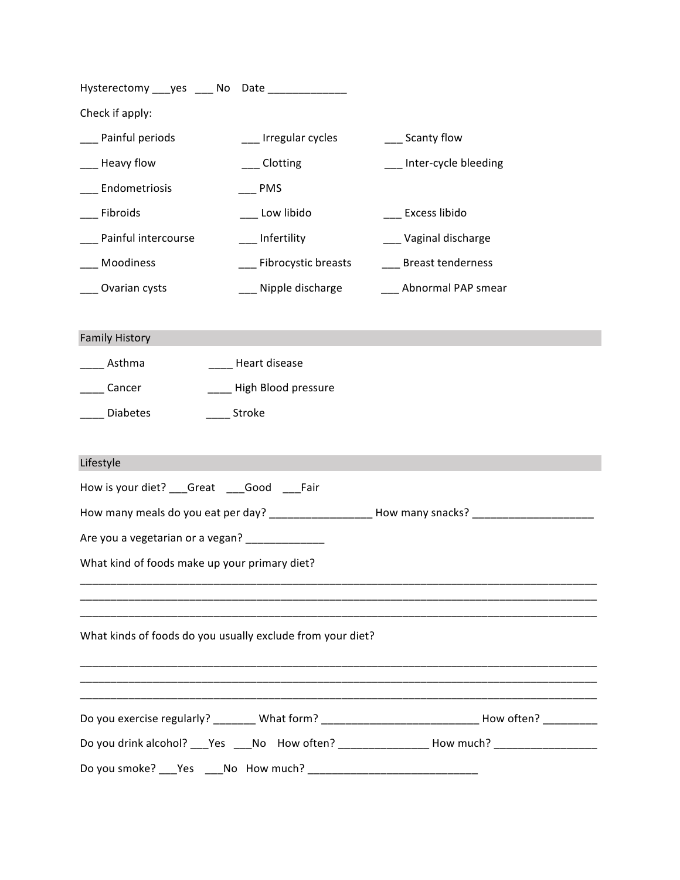Hysterectomy ___yes ___ No Date _____________

Check if apply:

___ Painful periods ___ Irregular cycles ___ Scanty flow

___ Heavy flow ___ Clotting ___ Inter-cycle bleeding

___ Endometriosis ___ PMS

___ Fibroids ___ Low libido ___ Excess libido

___ Painful intercourse ___ Infertility ___ Vaginal discharge

___ Moodiness ___ Fibrocystic breasts ___ Breast tenderness

___ Ovarian cysts ___ Nipple discharge ___ Abnormal PAP smear

## Family History

____ Asthma ____ Heart disease

____ Cancer ____ High Blood pressure

____ Diabetes ____ Stroke

## Lifestyle

How is your diet? ___Great ___Good ___Fair

How many meals do you eat per day? _________________ How many snacks? ____________________

Are you a vegetarian or a vegan? _____________

What kind of foods make up your primary diet?

_________________________________________________________________________________________
_________________________________________________________________________________________
_________________________________________________________________________________________

What kinds of foods do you usually exclude from your diet?

_________________________________________________________________________________________
_________________________________________________________________________________________
_________________________________________________________________________________________

Do you exercise regularly? _______ What form? __________________________ How often? _________

Do you drink alcohol? ___Yes ___No How often? ______________ How much? _________________

Do you smoke? ___Yes ___No How much? ___________________________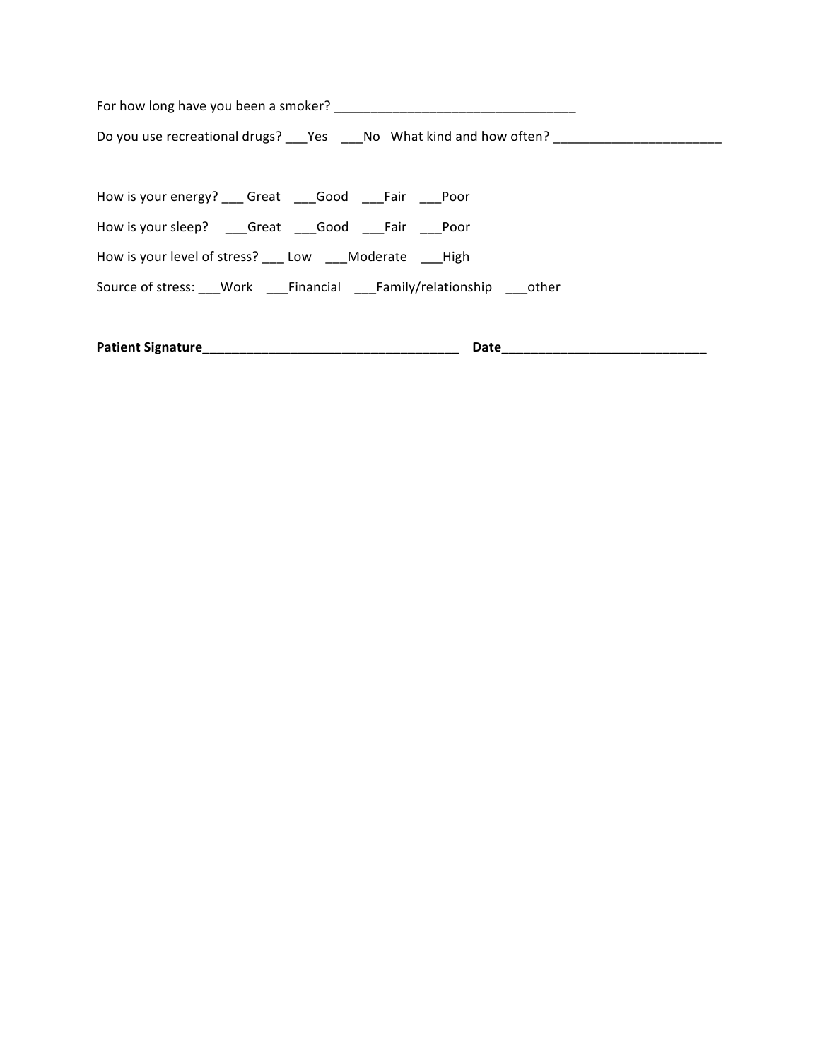For how long have you been a smoker? _________________________________

Do you use recreational drugs? ___Yes ___No What kind and how often? _______________________

How is your energy? ___ Great ___Good ___Fair ___Poor

How is your sleep? ___Great ___Good ___Fair ___Poor

How is your level of stress? ___ Low ___Moderate ___High

Source of stress: ___Work ___Financial ___Family/relationship ___other

**Patient Signature___________________________________ Date____________________________**